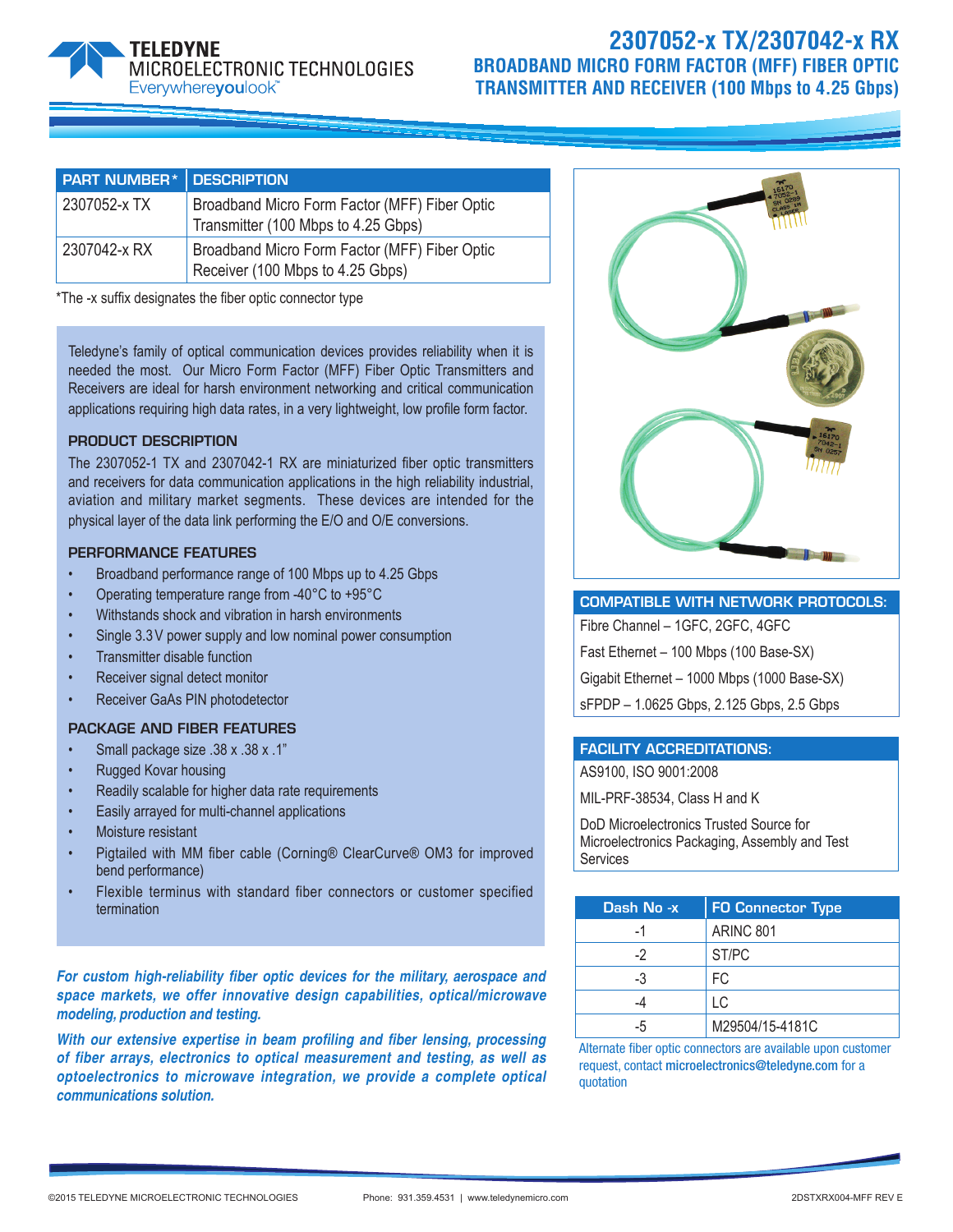# 2307052-x TX/2307042-x RX

## BROADBAND MICRO FORM FACTOR (MFF) FIBER OPTIC TRANSMITTER AND RECEIVER (100 Mbps to 4.25 Gbps)

| PART NUMBER* | DESCRIPTION |
|---|---|
| 2307052-x TX | Broadband Micro Form Factor (MFF) Fiber Optic Transmitter (100 Mbps to 4.25 Gbps) |
| 2307042-x RX | Broadband Micro Form Factor (MFF) Fiber Optic Receiver (100 Mbps to 4.25 Gbps) |

*The -x suffix designates the fiber optic connector type

Teledyne's family of optical communication devices provides reliability when it is needed the most. Our Micro Form Factor (MFF) Fiber Optic Transmitters and Receivers are ideal for harsh environment networking and critical communication applications requiring high data rates, in a very lightweight, low profile form factor.

### PRODUCT DESCRIPTION

The 2307052-1 TX and 2307042-1 RX are miniaturized fiber optic transmitters and receivers for data communication applications in the high reliability industrial, aviation and military market segments. These devices are intended for the physical layer of the data link performing the E/O and O/E conversions.

### PERFORMANCE FEATURES

- Broadband performance range of 100 Mbps up to 4.25 Gbps
- Operating temperature range from -40°C to +95°C
- Withstands shock and vibration in harsh environments
- Single 3.3V power supply and low nominal power consumption
- Transmitter disable function
- Receiver signal detect monitor
- Receiver GaAs PIN photodetector

### PACKAGE AND FIBER FEATURES

- Small package size .38 x .38 x .1"
- Rugged Kovar housing
- Readily scalable for higher data rate requirements
- Easily arrayed for multi-channel applications
- Moisture resistant
- Pigtailed with MM fiber cable (Corning® ClearCurve® OM3 for improved bend performance)
- Flexible terminus with standard fiber connectors or customer specified termination

***For custom high-reliability fiber optic devices for the military, aerospace and space markets, we offer innovative design capabilities, optical/microwave modeling, production and testing.***

***With our extensive expertise in beam profiling and fiber lensing, processing of fiber arrays, electronics to optical measurement and testing, as well as optoelectronics to microwave integration, we provide a complete optical communications solution.***

### COMPATIBLE WITH NETWORK PROTOCOLS:

- Fibre Channel – 1GFC, 2GFC, 4GFC
- Fast Ethernet – 100 Mbps (100 Base-SX)
- Gigabit Ethernet – 1000 Mbps (1000 Base-SX)
- sFPDP – 1.0625 Gbps, 2.125 Gbps, 2.5 Gbps

### FACILITY ACCREDITATIONS:

- AS9100, ISO 9001:2008
- MIL-PRF-38534, Class H and K
- DoD Microelectronics Trusted Source for Microelectronics Packaging, Assembly and Test Services

| Dash No -x | FO Connector Type |
|---|---|
| -1 | ARINC 801 |
| -2 | ST/PC |
| -3 | FC |
| -4 | LC |
| -5 | M29504/15-4181C |

Alternate fiber optic connectors are available upon customer request, contact **microelectronics@teledyne.com** for a quotation

©2015 TELEDYNE MICROELECTRONIC TECHNOLOGIES Phone: 931.359.4531 | www.teledynemicro.com 2DSTXRX004-MFF REV E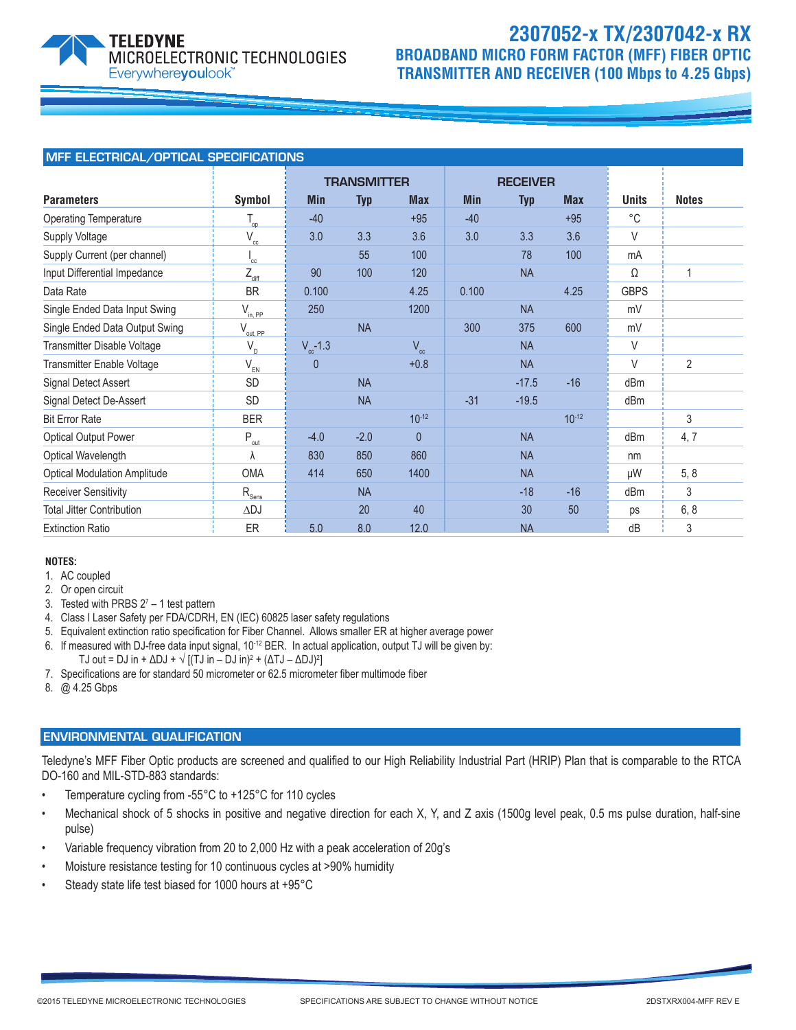# 2307052-x TX/2307042-x RX

## BROADBAND MICRO FORM FACTOR (MFF) FIBER OPTIC TRANSMITTER AND RECEIVER (100 Mbps to 4.25 Gbps)

## MFF ELECTRICAL/OPTICAL SPECIFICATIONS

| Parameters | Symbol | TRANSMITTER | | | RECEIVER | | | Units | Notes |
|---|---|---|---|---|---|---|---|---|---|
| | | Min | Typ | Max | Min | Typ | Max | | |
| Operating Temperature | $T_{op}$ | -40 | | +95 | -40 | | +95 | °C | |
| Supply Voltage | $V_{cc}$ | 3.0 | 3.3 | 3.6 | 3.0 | 3.3 | 3.6 | V | |
| Supply Current (per channel) | $I_{cc}$ | | 55 | 100 | | 78 | 100 | mA | |
| Input Differential Impedance | $Z_{diff}$ | 90 | 100 | 120 | | NA | | Ω | 1 |
| Data Rate | BR | 0.100 | | 4.25 | 0.100 | | 4.25 | GBPS | |
| Single Ended Data Input Swing | $V_{in, PP}$ | 250 | | 1200 | | NA | | mV | |
| Single Ended Data Output Swing | $V_{out, PP}$ | | NA | | 300 | 375 | 600 | mV | |
| Transmitter Disable Voltage | $V_D$ | $V_{cc}$-1.3 | | $V_{cc}$ | | NA | | V | |
| Transmitter Enable Voltage | $V_{EN}$ | 0 | | +0.8 | | NA | | V | 2 |
| Signal Detect Assert | SD | | NA | | | -17.5 | -16 | dBm | |
| Signal Detect De-Assert | SD | | NA | | -31 | -19.5 | | dBm | |
| Bit Error Rate | BER | | | $10^{-12}$ | | | $10^{-12}$ | | 3 |
| Optical Output Power | $P_{out}$ | -4.0 | -2.0 | 0 | | NA | | dBm | 4, 7 |
| Optical Wavelength | λ | 830 | 850 | 860 | | NA | | nm | |
| Optical Modulation Amplitude | OMA | 414 | 650 | 1400 | | NA | | μW | 5, 8 |
| Receiver Sensitivity | $R_{Sens}$ | | NA | | | -18 | -16 | dBm | 3 |
| Total Jitter Contribution | ΔDJ | | 20 | 40 | | 30 | 50 | ps | 6, 8 |
| Extinction Ratio | ER | 5.0 | 8.0 | 12.0 | | NA | | dB | 3 |

**NOTES:**

1. AC coupled
2. Or open circuit
3. Tested with PRBS $2^7 - 1$ test pattern
4. Class I Laser Safety per FDA/CDRH, EN (IEC) 60825 laser safety regulations
5. Equivalent extinction ratio specification for Fiber Channel. Allows smaller ER at higher average power
6. If measured with DJ-free data input signal, $10^{-12}$ BER. In actual application, output TJ will be given by:
   $TJ\ out = DJ\ in + \Delta DJ + \sqrt{[(TJ\ in - DJ\ in)^2 + (\Delta TJ - \Delta DJ)^2]}$
7. Specifications are for standard 50 micrometer or 62.5 micrometer fiber multimode fiber
8. @ 4.25 Gbps

## ENVIRONMENTAL QUALIFICATION

Teledyne's MFF Fiber Optic products are screened and qualified to our High Reliability Industrial Part (HRIP) Plan that is comparable to the RTCA DO-160 and MIL-STD-883 standards:

- Temperature cycling from -55°C to +125°C for 110 cycles
- Mechanical shock of 5 shocks in positive and negative direction for each X, Y, and Z axis (1500g level peak, 0.5 ms pulse duration, half-sine pulse)
- Variable frequency vibration from 20 to 2,000 Hz with a peak acceleration of 20g's
- Moisture resistance testing for 10 continuous cycles at >90% humidity
- Steady state life test biased for 1000 hours at +95°C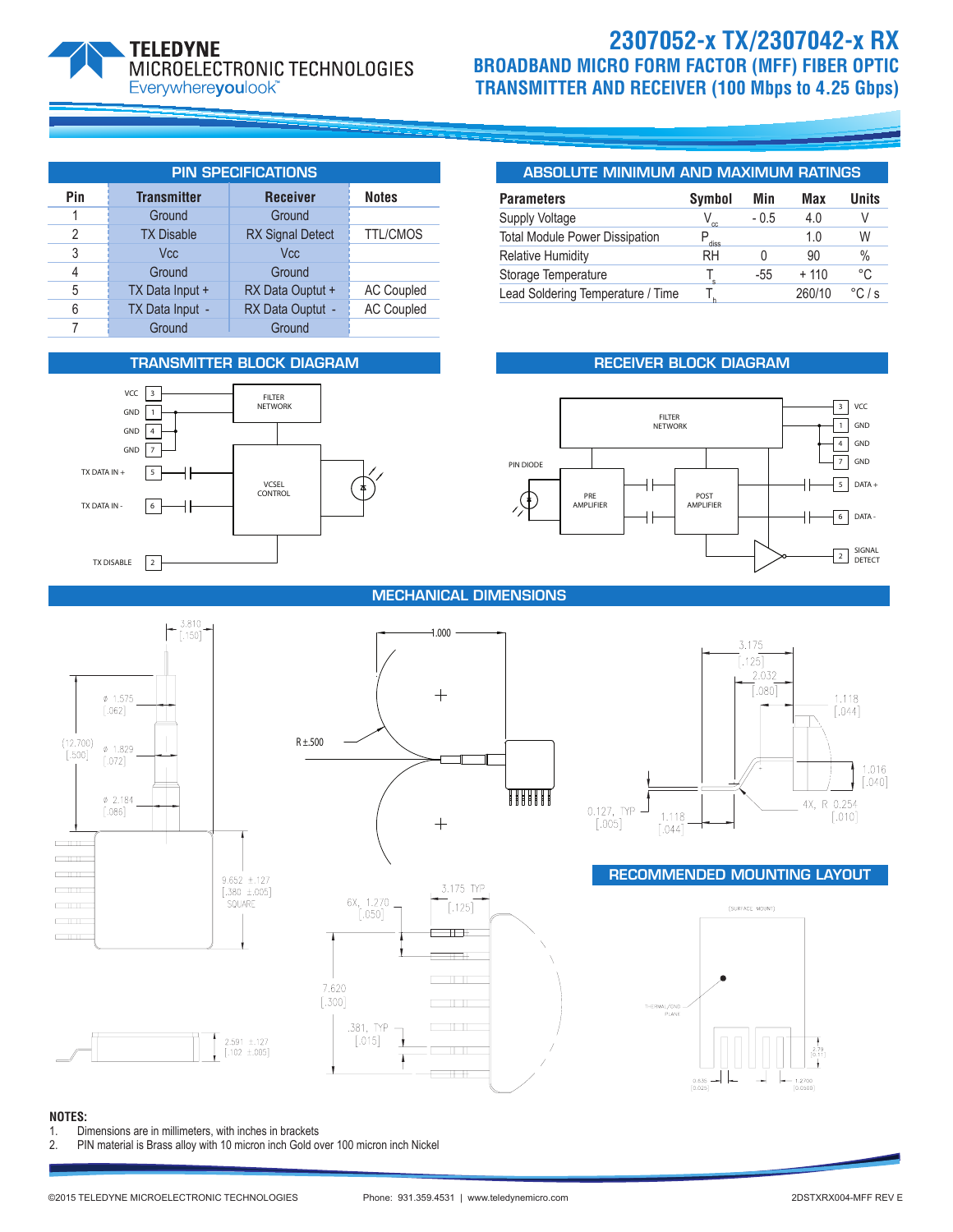# 2307052-x TX/2307042-x RX

## BROADBAND MICRO FORM FACTOR (MFF) FIBER OPTIC TRANSMITTER AND RECEIVER (100 Mbps to 4.25 Gbps)

## PIN SPECIFICATIONS

| Pin | Transmitter | Receiver | Notes |
|---|---|---|---|
| 1 | Ground | Ground | |
| 2 | TX Disable | RX Signal Detect | TTL/CMOS |
| 3 | Vcc | Vcc | |
| 4 | Ground | Ground | |
| 5 | TX Data Input + | RX Data Ouptut + | AC Coupled |
| 6 | TX Data Input - | RX Data Ouptut - | AC Coupled |
| 7 | Ground | Ground | |

## ABSOLUTE MINIMUM AND MAXIMUM RATINGS

| Parameters | Symbol | Min | Max | Units |
|---|---|---|---|---|
| Supply Voltage | $V_{cc}$ | - 0.5 | 4.0 | V |
| Total Module Power Dissipation | $P_{diss}$ | | 1.0 | W |
| Relative Humidity | RH | 0 | 90 | % |
| Storage Temperature | $T_s$ | -55 | + 110 | °C |
| Lead Soldering Temperature / Time | $T_h$ | | 260/10 | °C / s |

## TRANSMITTER BLOCK DIAGRAM

VCC 3, GND 1, GND 4, GND 7, TX DATA IN + 5, TX DATA IN - 6, TX DISABLE 2; FILTER NETWORK; VCSEL CONTROL

## RECEIVER BLOCK DIAGRAM

FILTER NETWORK; PIN DIODE; PRE AMPLIFIER; POST AMPLIFIER; 3 VCC, 1 GND, 4 GND, 7 GND, 5 DATA +, 6 DATA -, 2 SIGNAL DETECT

## MECHANICAL DIMENSIONS

3.810 [.150]; ø 1.575 [.062]; (12.700) [.500]; ø 1.829 [.072]; ø 2.184 [.086]; 9.652 ±.127 [.380 ±.005] SQUARE; 2.591 ±.127 [.102 ±.005]; 1.000; R±.500; 6X, 1.270 [.050]; 3.175 TYP [.125]; 7.620 [.300]; .381, TYP [.015]; 3.175 [.125]; 2.032 [.080]; 1.118 [.044]; 1.016 [.040]; 0.127, TYP [.005]; 1.118 [.044]; 4X, R 0.254 [.010]

## RECOMMENDED MOUNTING LAYOUT

(SURFACE MOUNT); THERMAL/GND PLANE; 2.79 [0.11]; 0.635 [0.025]; 1.2700 [0.0500]

**NOTES:**

1. Dimensions are in millimeters, with inches in brackets
2. PIN material is Brass alloy with 10 micron inch Gold over 100 micron inch Nickel

©2015 TELEDYNE MICROELECTRONIC TECHNOLOGIES Phone: 931.359.4531 | www.teledynemicro.com 2DSTXRX004-MFF REV E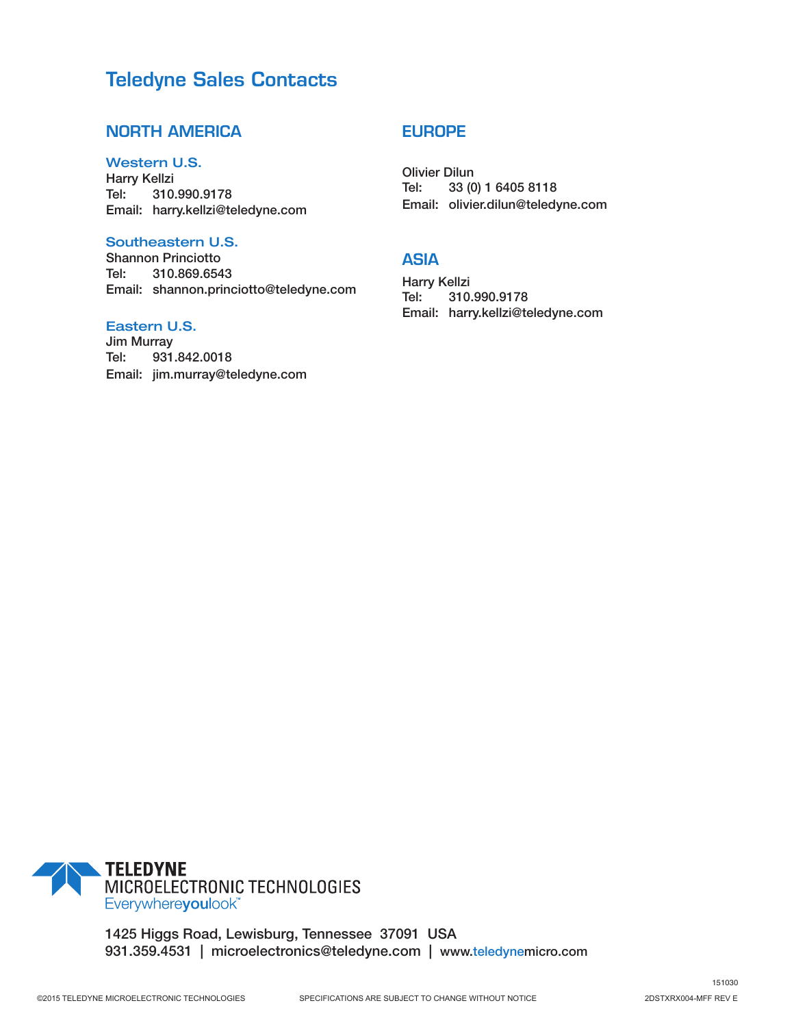# Teledyne Sales Contacts

## NORTH AMERICA

### Western U.S.

Harry Kellzi
Tel: 310.990.9178
Email: harry.kellzi@teledyne.com

### Southeastern U.S.

Shannon Princiotto
Tel: 310.869.6543
Email: shannon.princiotto@teledyne.com

### Eastern U.S.

Jim Murray
Tel: 931.842.0018
Email: jim.murray@teledyne.com

## EUROPE

Olivier Dilun
Tel: 33 (0) 1 6405 8118
Email: olivier.dilun@teledyne.com

## ASIA

Harry Kellzi
Tel: 310.990.9178
Email: harry.kellzi@teledyne.com

**TELEDYNE**
MICROELECTRONIC TECHNOLOGIES
Everywhere**you**look™

1425 Higgs Road, Lewisburg, Tennessee 37091 USA
931.359.4531 | microelectronics@teledyne.com | www.teledynemicro.com

151030

©2015 TELEDYNE MICROELECTRONIC TECHNOLOGIES    SPECIFICATIONS ARE SUBJECT TO CHANGE WITHOUT NOTICE    2DSTXRX004-MFF REV E